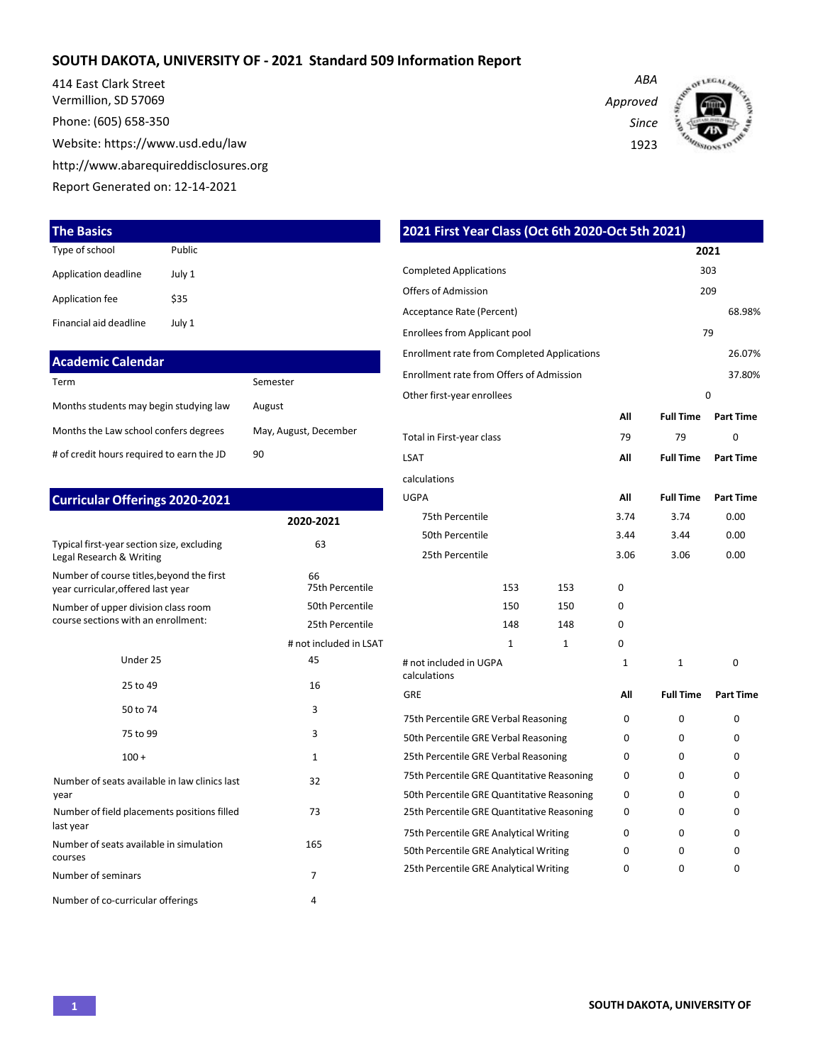# SOUTH DAKOTA, UNIVERSITY OF - 2021 Standard 509 Information Report

414 East Clark Street
Vermillion, SD 57069
Phone: (605) 658-350
Website: https://www.usd.edu/law
http://www.abarequireddisclosures.org
Report Generated on: 12-14-2021

*ABA Approved Since 1923*

## The Basics

| | |
|---|---|
| Type of school | Public |
| Application deadline | July 1 |
| Application fee | $35 |
| Financial aid deadline | July 1 |

## Academic Calendar

| | |
|---|---|
| Term | Semester |
| Months students may begin studying law | August |
| Months the Law school confers degrees | May, August, December |
| # of credit hours required to earn the JD | 90 |

## Curricular Offerings 2020-2021

| | 2020-2021 |
|---|---|
| Typical first-year section size, excluding Legal Research & Writing | 63 |
| Number of course titles, beyond the first year curricular, offered last year | 66 |
| Number of upper division class room course sections with an enrollment: | |
| Under 25 | 45 |
| 25 to 49 | 16 |
| 50 to 74 | 3 |
| 75 to 99 | 3 |
| 100 + | 1 |
| Number of seats available in law clinics last year | 32 |
| Number of field placements positions filled last year | 73 |
| Number of seats available in simulation courses | 165 |
| Number of seminars | 7 |
| Number of co-curricular offerings | 4 |

## 2021 First Year Class (Oct 6th 2020-Oct 5th 2021)

| | 2021 |
|---|---|
| Completed Applications | 303 |
| Offers of Admission | 209 |
| Acceptance Rate (Percent) | 68.98% |
| Enrollees from Applicant pool | 79 |
| Enrollment rate from Completed Applications | 26.07% |
| Enrollment rate from Offers of Admission | 37.80% |
| Other first-year enrollees | 0 |

| | All | Full Time | Part Time |
|---|---|---|---|
| Total in First-year class | 79 | 79 | 0 |

| LSAT | All | Full Time | Part Time |
|---|---|---|---|
| 75th Percentile | 153 | 153 | 0 |
| 50th Percentile | 150 | 150 | 0 |
| 25th Percentile | 148 | 148 | 0 |
| # not included in LSAT calculations | 1 | 1 | 0 |

| UGPA | All | Full Time | Part Time |
|---|---|---|---|
| 75th Percentile | 3.74 | 3.74 | 0.00 |
| 50th Percentile | 3.44 | 3.44 | 0.00 |
| 25th Percentile | 3.06 | 3.06 | 0.00 |
| # not included in UGPA calculations | 1 | 1 | 0 |

| GRE | All | Full Time | Part Time |
|---|---|---|---|
| 75th Percentile GRE Verbal Reasoning | 0 | 0 | 0 |
| 50th Percentile GRE Verbal Reasoning | 0 | 0 | 0 |
| 25th Percentile GRE Verbal Reasoning | 0 | 0 | 0 |
| 75th Percentile GRE Quantitative Reasoning | 0 | 0 | 0 |
| 50th Percentile GRE Quantitative Reasoning | 0 | 0 | 0 |
| 25th Percentile GRE Quantitative Reasoning | 0 | 0 | 0 |
| 75th Percentile GRE Analytical Writing | 0 | 0 | 0 |
| 50th Percentile GRE Analytical Writing | 0 | 0 | 0 |
| 25th Percentile GRE Analytical Writing | 0 | 0 | 0 |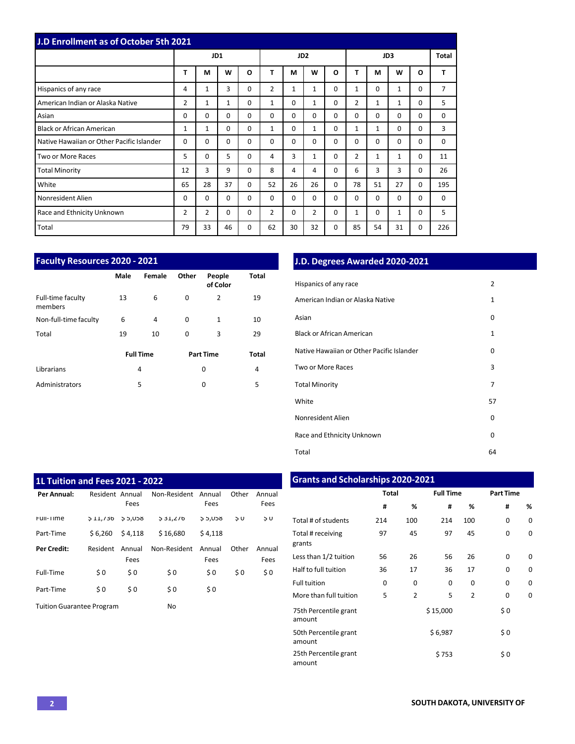## J.D Enrollment as of October 5th 2021

| | JD1 | | | | JD2 | | | | JD3 | | | | Total |
|---|---|---|---|---|---|---|---|---|---|---|---|---|---|
| | T | M | W | O | T | M | W | O | T | M | W | O | T |
| Hispanics of any race | 4 | 1 | 3 | 0 | 2 | 1 | 1 | 0 | 1 | 0 | 1 | 0 | 7 |
| American Indian or Alaska Native | 2 | 1 | 1 | 0 | 1 | 0 | 1 | 0 | 2 | 1 | 1 | 0 | 5 |
| Asian | 0 | 0 | 0 | 0 | 0 | 0 | 0 | 0 | 0 | 0 | 0 | 0 | 0 |
| Black or African American | 1 | 1 | 0 | 0 | 1 | 0 | 1 | 0 | 1 | 1 | 0 | 0 | 3 |
| Native Hawaiian or Other Pacific Islander | 0 | 0 | 0 | 0 | 0 | 0 | 0 | 0 | 0 | 0 | 0 | 0 | 0 |
| Two or More Races | 5 | 0 | 5 | 0 | 4 | 3 | 1 | 0 | 2 | 1 | 1 | 0 | 11 |
| Total Minority | 12 | 3 | 9 | 0 | 8 | 4 | 4 | 0 | 6 | 3 | 3 | 0 | 26 |
| White | 65 | 28 | 37 | 0 | 52 | 26 | 26 | 0 | 78 | 51 | 27 | 0 | 195 |
| Nonresident Alien | 0 | 0 | 0 | 0 | 0 | 0 | 0 | 0 | 0 | 0 | 0 | 0 | 0 |
| Race and Ethnicity Unknown | 2 | 2 | 0 | 0 | 2 | 0 | 2 | 0 | 1 | 0 | 1 | 0 | 5 |
| Total | 79 | 33 | 46 | 0 | 62 | 30 | 32 | 0 | 85 | 54 | 31 | 0 | 226 |

## Faculty Resources 2020 - 2021

| | Male | Female | Other | People of Color | Total |
|---|---|---|---|---|---|
| Full-time faculty members | 13 | 6 | 0 | 2 | 19 |
| Non-full-time faculty | 6 | 4 | 0 | 1 | 10 |
| Total | 19 | 10 | 0 | 3 | 29 |

| | Full Time | Part Time | Total |
|---|---|---|---|
| Librarians | 4 | 0 | 4 |
| Administrators | 5 | 0 | 5 |

## J.D. Degrees Awarded 2020-2021

| | |
|---|---|
| Hispanics of any race | 2 |
| American Indian or Alaska Native | 1 |
| Asian | 0 |
| Black or African American | 1 |
| Native Hawaiian or Other Pacific Islander | 0 |
| Two or More Races | 3 |
| Total Minority | 7 |
| White | 57 |
| Nonresident Alien | 0 |
| Race and Ethnicity Unknown | 0 |
| Total | 64 |

## 1L Tuition and Fees 2021 - 2022

| Per Annual: | Resident | Annual Fees | Non-Resident | Annual Fees | Other | Annual Fees |
|---|---|---|---|---|---|---|
| Full-Time | $ 11,736 | $ 5,058 | $ 31,276 | $ 5,058 | $ 0 | $ 0 |
| Part-Time | $ 6,260 | $ 4,118 | $ 16,680 | $ 4,118 | | |
| **Per Credit:** | Resident | Annual Fees | Non-Resident | Annual Fees | Other | Annual Fees |
| Full-Time | $ 0 | $ 0 | $ 0 | $ 0 | $ 0 | $ 0 |
| Part-Time | $ 0 | $ 0 | $ 0 | $ 0 | | |

Tuition Guarantee Program: No

## Grants and Scholarships 2020-2021

| | Total | | Full Time | | Part Time | |
|---|---|---|---|---|---|---|
| | # | % | # | % | # | % |
| Total # of students | 214 | 100 | 214 | 100 | 0 | 0 |
| Total # receiving grants | 97 | 45 | 97 | 45 | 0 | 0 |
| Less than 1/2 tuition | 56 | 26 | 56 | 26 | 0 | 0 |
| Half to full tuition | 36 | 17 | 36 | 17 | 0 | 0 |
| Full tuition | 0 | 0 | 0 | 0 | 0 | 0 |
| More than full tuition | 5 | 2 | 5 | 2 | 0 | 0 |
| 75th Percentile grant amount | | | $ 15,000 | | $ 0 | |
| 50th Percentile grant amount | | | $ 6,987 | | $ 0 | |
| 25th Percentile grant amount | | | $ 753 | | $ 0 | |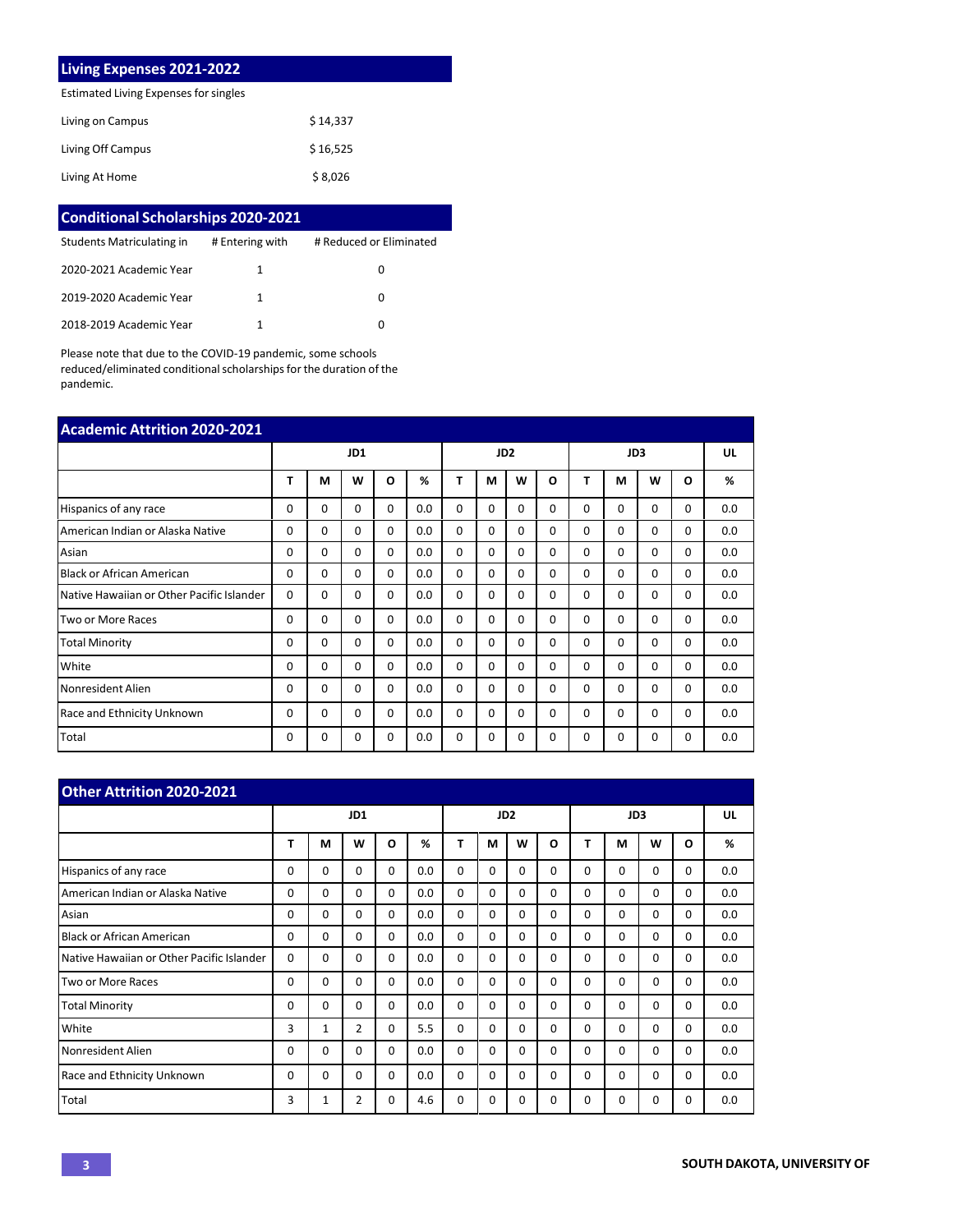## Living Expenses 2021-2022

| Estimated Living Expenses for singles | |
|---|---|
| Living on Campus | $ 14,337 |
| Living Off Campus | $ 16,525 |
| Living At Home | $ 8,026 |

## Conditional Scholarships 2020-2021

| Students Matriculating in | # Entering with | # Reduced or Eliminated |
|---|---|---|
| 2020-2021 Academic Year | 1 | 0 |
| 2019-2020 Academic Year | 1 | 0 |
| 2018-2019 Academic Year | 1 | 0 |

Please note that due to the COVID-19 pandemic, some schools reduced/eliminated conditional scholarships for the duration of the pandemic.

## Academic Attrition 2020-2021

| | JD1 | | | | | JD2 | | | | JD3 | | | | UL |
|---|---|---|---|---|---|---|---|---|---|---|---|---|---|---|
| | T | M | W | O | % | T | M | W | O | T | M | W | O | % |
| Hispanics of any race | 0 | 0 | 0 | 0 | 0.0 | 0 | 0 | 0 | 0 | 0 | 0 | 0 | 0 | 0.0 |
| American Indian or Alaska Native | 0 | 0 | 0 | 0 | 0.0 | 0 | 0 | 0 | 0 | 0 | 0 | 0 | 0 | 0.0 |
| Asian | 0 | 0 | 0 | 0 | 0.0 | 0 | 0 | 0 | 0 | 0 | 0 | 0 | 0 | 0.0 |
| Black or African American | 0 | 0 | 0 | 0 | 0.0 | 0 | 0 | 0 | 0 | 0 | 0 | 0 | 0 | 0.0 |
| Native Hawaiian or Other Pacific Islander | 0 | 0 | 0 | 0 | 0.0 | 0 | 0 | 0 | 0 | 0 | 0 | 0 | 0 | 0.0 |
| Two or More Races | 0 | 0 | 0 | 0 | 0.0 | 0 | 0 | 0 | 0 | 0 | 0 | 0 | 0 | 0.0 |
| Total Minority | 0 | 0 | 0 | 0 | 0.0 | 0 | 0 | 0 | 0 | 0 | 0 | 0 | 0 | 0.0 |
| White | 0 | 0 | 0 | 0 | 0.0 | 0 | 0 | 0 | 0 | 0 | 0 | 0 | 0 | 0.0 |
| Nonresident Alien | 0 | 0 | 0 | 0 | 0.0 | 0 | 0 | 0 | 0 | 0 | 0 | 0 | 0 | 0.0 |
| Race and Ethnicity Unknown | 0 | 0 | 0 | 0 | 0.0 | 0 | 0 | 0 | 0 | 0 | 0 | 0 | 0 | 0.0 |
| Total | 0 | 0 | 0 | 0 | 0.0 | 0 | 0 | 0 | 0 | 0 | 0 | 0 | 0 | 0.0 |

## Other Attrition 2020-2021

| | JD1 | | | | | JD2 | | | | JD3 | | | | UL |
|---|---|---|---|---|---|---|---|---|---|---|---|---|---|---|
| | T | M | W | O | % | T | M | W | O | T | M | W | O | % |
| Hispanics of any race | 0 | 0 | 0 | 0 | 0.0 | 0 | 0 | 0 | 0 | 0 | 0 | 0 | 0 | 0.0 |
| American Indian or Alaska Native | 0 | 0 | 0 | 0 | 0.0 | 0 | 0 | 0 | 0 | 0 | 0 | 0 | 0 | 0.0 |
| Asian | 0 | 0 | 0 | 0 | 0.0 | 0 | 0 | 0 | 0 | 0 | 0 | 0 | 0 | 0.0 |
| Black or African American | 0 | 0 | 0 | 0 | 0.0 | 0 | 0 | 0 | 0 | 0 | 0 | 0 | 0 | 0.0 |
| Native Hawaiian or Other Pacific Islander | 0 | 0 | 0 | 0 | 0.0 | 0 | 0 | 0 | 0 | 0 | 0 | 0 | 0 | 0.0 |
| Two or More Races | 0 | 0 | 0 | 0 | 0.0 | 0 | 0 | 0 | 0 | 0 | 0 | 0 | 0 | 0.0 |
| Total Minority | 0 | 0 | 0 | 0 | 0.0 | 0 | 0 | 0 | 0 | 0 | 0 | 0 | 0 | 0.0 |
| White | 3 | 1 | 2 | 0 | 5.5 | 0 | 0 | 0 | 0 | 0 | 0 | 0 | 0 | 0.0 |
| Nonresident Alien | 0 | 0 | 0 | 0 | 0.0 | 0 | 0 | 0 | 0 | 0 | 0 | 0 | 0 | 0.0 |
| Race and Ethnicity Unknown | 0 | 0 | 0 | 0 | 0.0 | 0 | 0 | 0 | 0 | 0 | 0 | 0 | 0 | 0.0 |
| Total | 3 | 1 | 2 | 0 | 4.6 | 0 | 0 | 0 | 0 | 0 | 0 | 0 | 0 | 0.0 |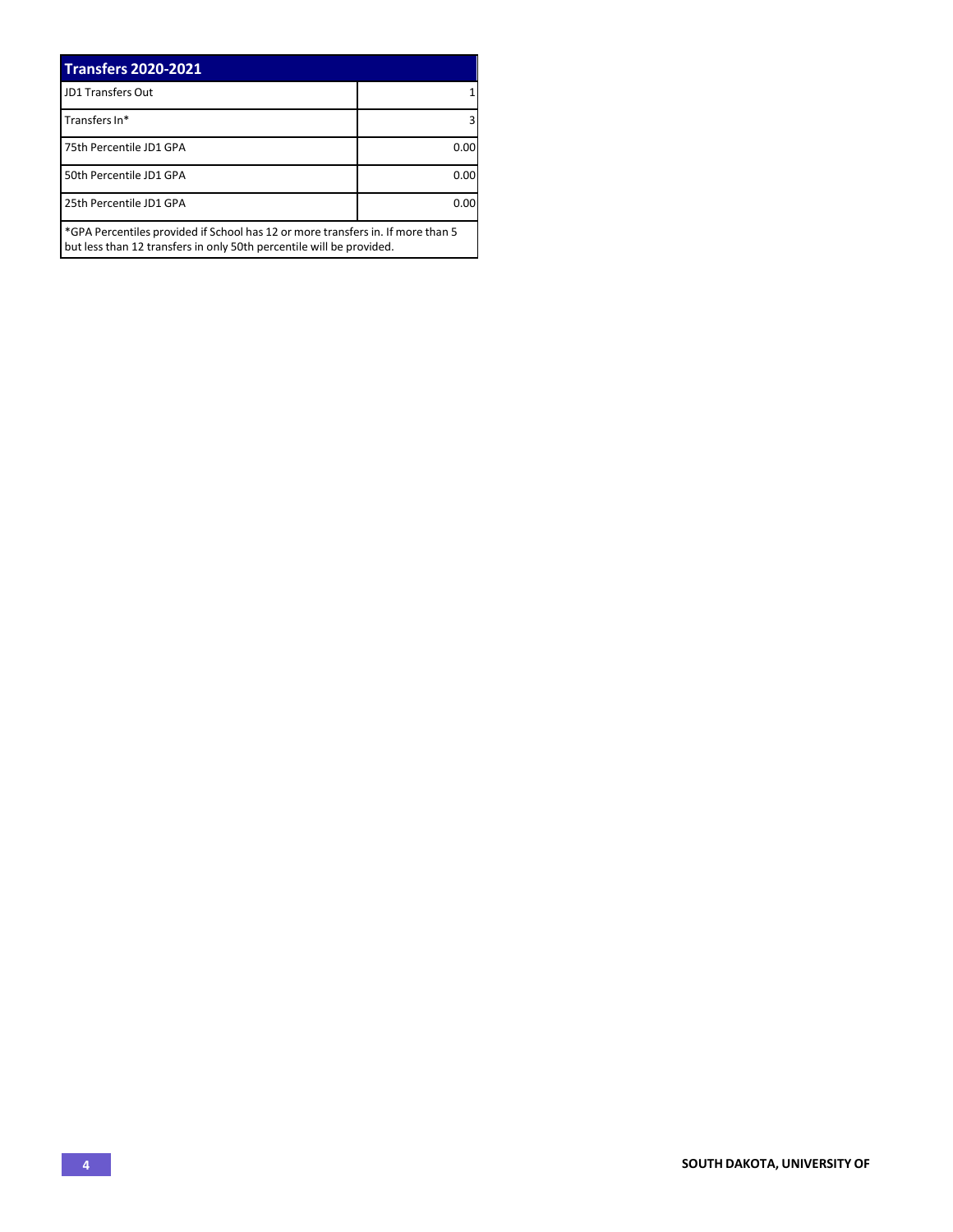| Transfers 2020-2021 | |
| --- | --- |
| JD1 Transfers Out | 1 |
| Transfers In* | 3 |
| 75th Percentile JD1 GPA | 0.00 |
| 50th Percentile JD1 GPA | 0.00 |
| 25th Percentile JD1 GPA | 0.00 |

*GPA Percentiles provided if School has 12 or more transfers in. If more than 5 but less than 12 transfers in only 50th percentile will be provided.